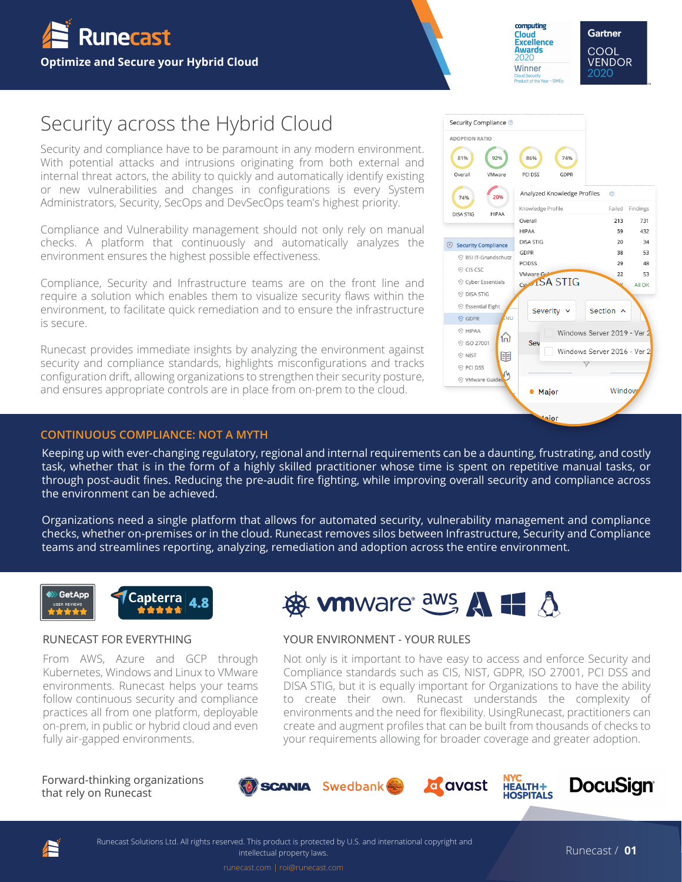# Runecast

**Optimize and Secure your Hybrid Cloud**

## Security across the Hybrid Cloud

Security and compliance have to be paramount in any modern environment. With potential attacks and intrusions originating from both external and internal threat actors, the ability to quickly and automatically identify existing or new vulnerabilities and changes in configurations is every System Administrators, Security, SecOps and DevSecOps team's highest priority.

Compliance and Vulnerability management should not only rely on manual checks. A platform that continuously and automatically analyzes the environment ensures the highest possible effectiveness.

Compliance, Security and Infrastructure teams are on the front line and require a solution which enables them to visualize security flaws within the environment, to facilitate quick remediation and to ensure the infrastructure is secure.

Runecast provides immediate insights by analyzing the environment against security and compliance standards, highlights misconfigurations and tracks configuration drift, allowing organizations to strengthen their security posture, and ensures appropriate controls are in place from on-prem to the cloud.

## CONTINUOUS COMPLIANCE: NOT A MYTH

Keeping up with ever-changing regulatory, regional and internal requirements can be a daunting, frustrating, and costly task, whether that is in the form of a highly skilled practitioner whose time is spent on repetitive manual tasks, or through post-audit fines. Reducing the pre-audit fire fighting, while improving overall security and compliance across the environment can be achieved.

Organizations need a single platform that allows for automated security, vulnerability management and compliance checks, whether on-premises or in the cloud. Runecast removes silos between Infrastructure, Security and Compliance teams and streamlines reporting, analyzing, remediation and adoption across the entire environment.

## RUNECAST FOR EVERYTHING

From AWS, Azure and GCP through Kubernetes, Windows and Linux to VMware environments. Runecast helps your teams follow continuous security and compliance practices all from one platform, deployable on-prem, in public or hybrid cloud and even fully air-gapped environments.

## YOUR ENVIRONMENT - YOUR RULES

Not only is it important to have easy to access and enforce Security and Compliance standards such as CIS, NIST, GDPR, ISO 27001, PCI DSS and DISA STIG, but it is equally important for Organizations to have the ability to create their own. Runecast understands the complexity of environments and the need for flexibility. UsingRunecast, practitioners can create and augment profiles that can be built from thousands of checks to your requirements allowing for broader coverage and greater adoption.

Forward-thinking organizations that rely on Runecast

Runecast Solutions Ltd. All rights reserved. This product is protected by U.S. and international copyright and intellectual property laws.

runecast.com | roi@runecast.com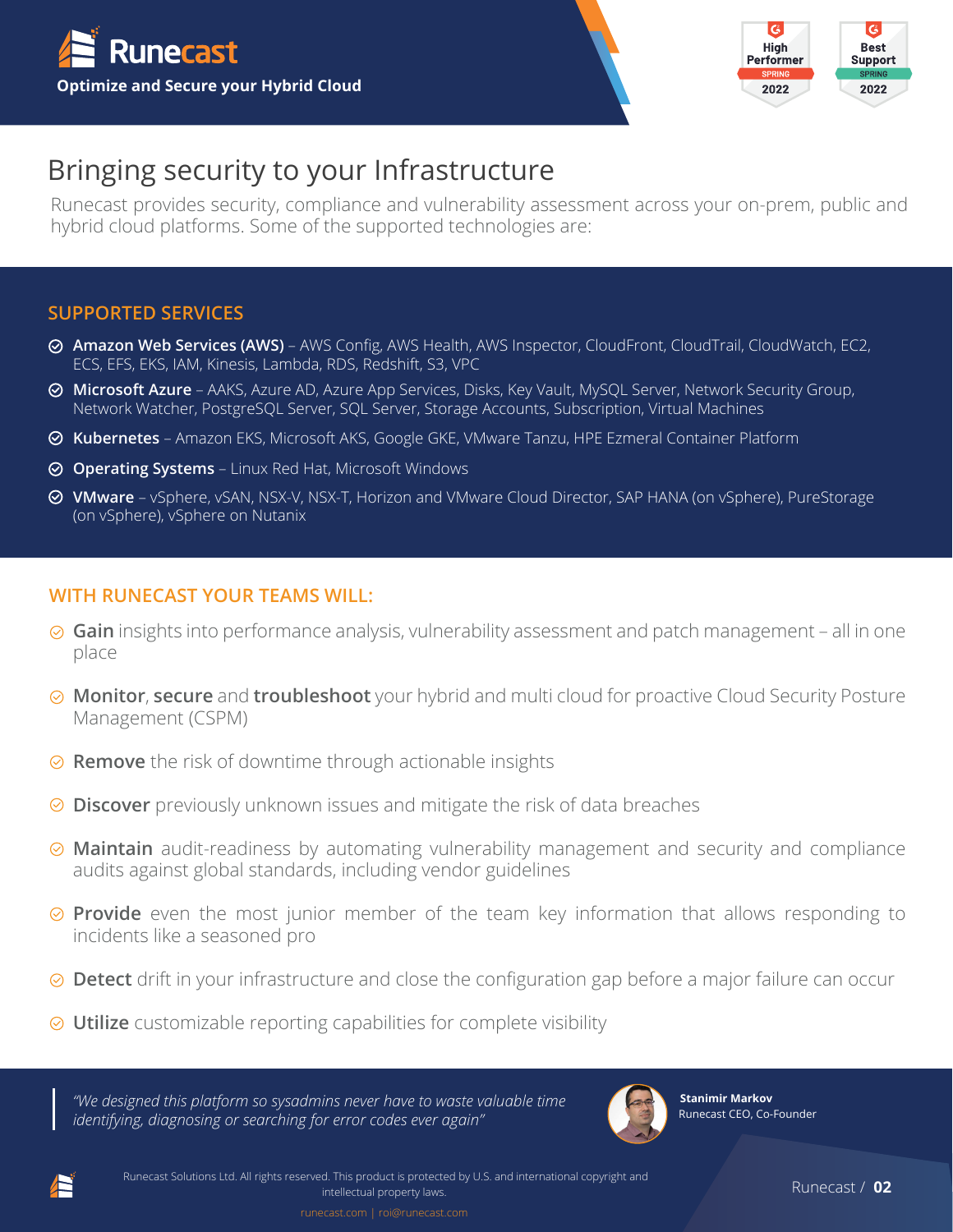# Runecast

**Optimize and Secure your Hybrid Cloud**

High Performer SPRING 2022

Best Support SPRING 2022

## Bringing security to your Infrastructure

Runecast provides security, compliance and vulnerability assessment across your on-prem, public and hybrid cloud platforms. Some of the supported technologies are:

### SUPPORTED SERVICES

- **Amazon Web Services (AWS)** – AWS Config, AWS Health, AWS Inspector, CloudFront, CloudTrail, CloudWatch, EC2, ECS, EFS, EKS, IAM, Kinesis, Lambda, RDS, Redshift, S3, VPC
- **Microsoft Azure** – AAKS, Azure AD, Azure App Services, Disks, Key Vault, MySQL Server, Network Security Group, Network Watcher, PostgreSQL Server, SQL Server, Storage Accounts, Subscription, Virtual Machines
- **Kubernetes** – Amazon EKS, Microsoft AKS, Google GKE, VMware Tanzu, HPE Ezmeral Container Platform
- **Operating Systems** – Linux Red Hat, Microsoft Windows
- **VMware** – vSphere, vSAN, NSX-V, NSX-T, Horizon and VMware Cloud Director, SAP HANA (on vSphere), PureStorage (on vSphere), vSphere on Nutanix

### WITH RUNECAST YOUR TEAMS WILL:

- **Gain** insights into performance analysis, vulnerability assessment and patch management – all in one place
- **Monitor**, **secure** and **troubleshoot** your hybrid and multi cloud for proactive Cloud Security Posture Management (CSPM)
- **Remove** the risk of downtime through actionable insights
- **Discover** previously unknown issues and mitigate the risk of data breaches
- **Maintain** audit-readiness by automating vulnerability management and security and compliance audits against global standards, including vendor guidelines
- **Provide** even the most junior member of the team key information that allows responding to incidents like a seasoned pro
- **Detect** drift in your infrastructure and close the configuration gap before a major failure can occur
- **Utilize** customizable reporting capabilities for complete visibility

> *"We designed this platform so sysadmins never have to waste valuable time identifying, diagnosing or searching for error codes ever again"*

**Stanimir Markov**
Runecast CEO, Co-Founder

Runecast Solutions Ltd. All rights reserved. This product is protected by U.S. and international copyright and intellectual property laws.

runecast.com | roi@runecast.com